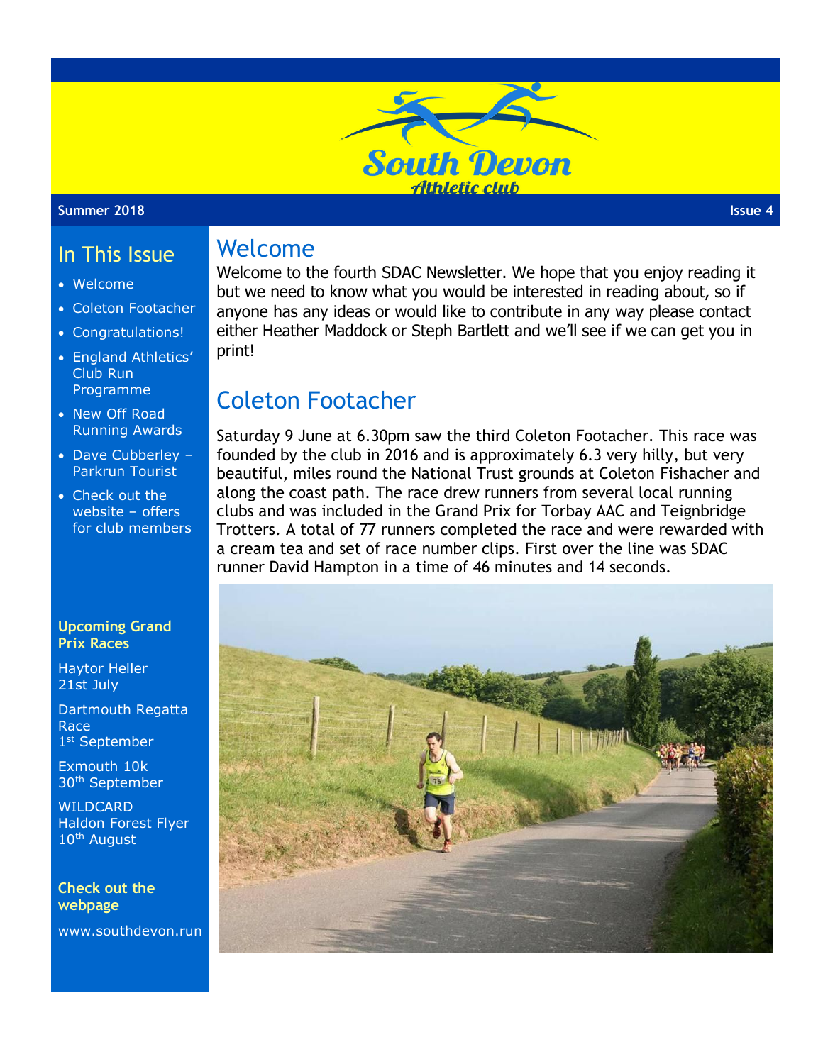# South Devon Athletic club

**Summer 2018** **Issue 4**

## Welcome

Welcome to the fourth SDAC Newsletter. We hope that you enjoy reading it but we need to know what you would be interested in reading about, so if anyone has any ideas or would like to contribute in any way please contact either Heather Maddock or Steph Bartlett and we'll see if we can get you in print!

## Coleton Footacher

Saturday 9 June at 6.30pm saw the third Coleton Footacher. This race was founded by the club in 2016 and is approximately 6.3 very hilly, but very beautiful, miles round the National Trust grounds at Coleton Fishacher and along the coast path. The race drew runners from several local running clubs and was included in the Grand Prix for Torbay AAC and Teignbridge Trotters. A total of 77 runners completed the race and were rewarded with a cream tea and set of race number clips. First over the line was SDAC runner David Hampton in a time of 46 minutes and 14 seconds.

## In This Issue

- Welcome
- Coleton Footacher
- Congratulations!
- England Athletics' Club Run Programme
- New Off Road Running Awards
- Dave Cubberley – Parkrun Tourist
- Check out the website – offers for club members

**Upcoming Grand Prix Races**

Haytor Heller
21st July

Dartmouth Regatta Race
1st September

Exmouth 10k
30th September

WILDCARD
Haldon Forest Flyer
10th August

**Check out the webpage**

www.southdevon.run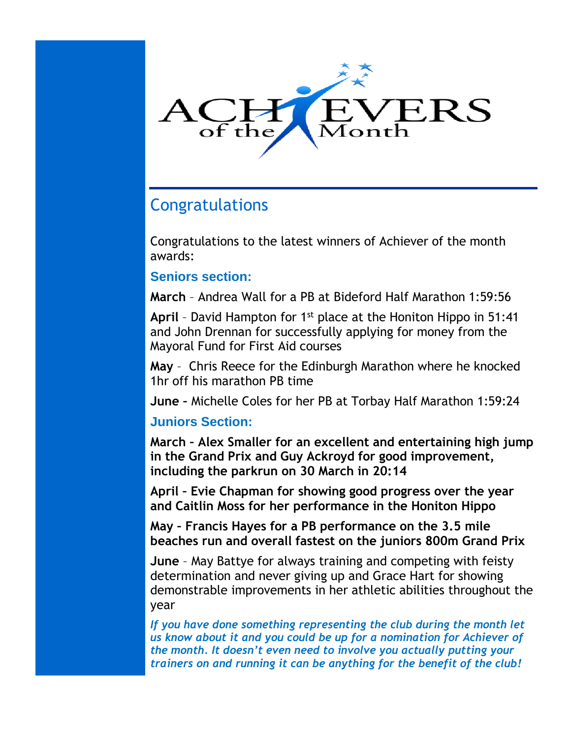# ACHIEVERS of the Month

## Congratulations

Congratulations to the latest winners of Achiever of the month awards:

### Seniors section:

**March** – Andrea Wall for a PB at Bideford Half Marathon 1:59:56

**April** – David Hampton for 1st place at the Honiton Hippo in 51:41 and John Drennan for successfully applying for money from the Mayoral Fund for First Aid courses

**May** – Chris Reece for the Edinburgh Marathon where he knocked 1hr off his marathon PB time

**June –** Michelle Coles for her PB at Torbay Half Marathon 1:59:24

### Juniors Section:

**March – Alex Smaller for an excellent and entertaining high jump in the Grand Prix and Guy Ackroyd for good improvement, including the parkrun on 30 March in 20:14**

**April – Evie Chapman for showing good progress over the year and Caitlin Moss for her performance in the Honiton Hippo**

**May – Francis Hayes for a PB performance on the 3.5 mile beaches run and overall fastest on the juniors 800m Grand Prix**

**June** – May Battye for always training and competing with feisty determination and never giving up and Grace Hart for showing demonstrable improvements in her athletic abilities throughout the year

***If you have done something representing the club during the month let us know about it and you could be up for a nomination for Achiever of the month. It doesn't even need to involve you actually putting your trainers on and running it can be anything for the benefit of the club!***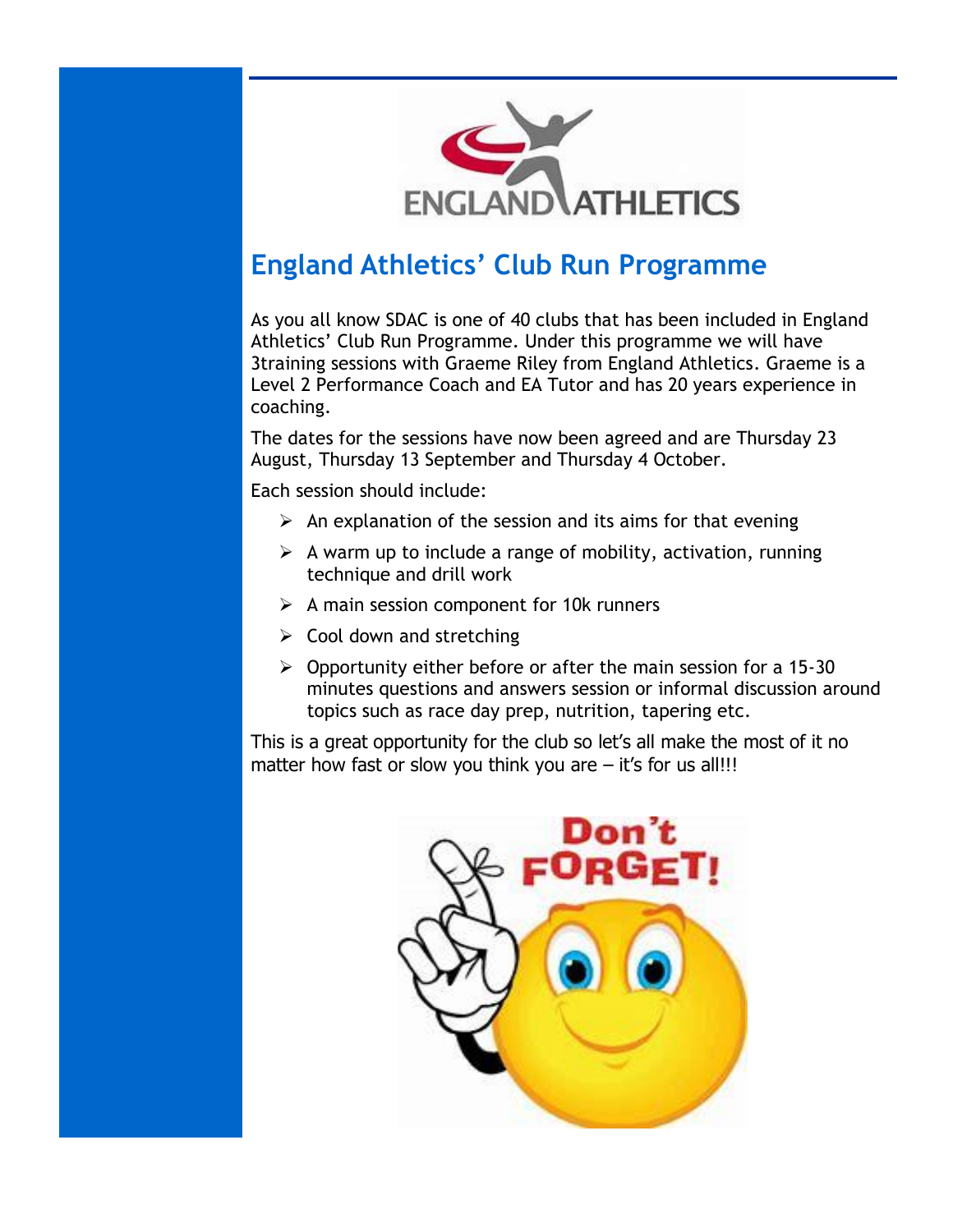## England Athletics' Club Run Programme

As you all know SDAC is one of 40 clubs that has been included in England Athletics' Club Run Programme. Under this programme we will have 3training sessions with Graeme Riley from England Athletics. Graeme is a Level 2 Performance Coach and EA Tutor and has 20 years experience in coaching.

The dates for the sessions have now been agreed and are Thursday 23 August, Thursday 13 September and Thursday 4 October.

Each session should include:

- An explanation of the session and its aims for that evening
- A warm up to include a range of mobility, activation, running technique and drill work
- A main session component for 10k runners
- Cool down and stretching
- Opportunity either before or after the main session for a 15-30 minutes questions and answers session or informal discussion around topics such as race day prep, nutrition, tapering etc.

This is a great opportunity for the club so let's all make the most of it no matter how fast or slow you think you are – it's for us all!!!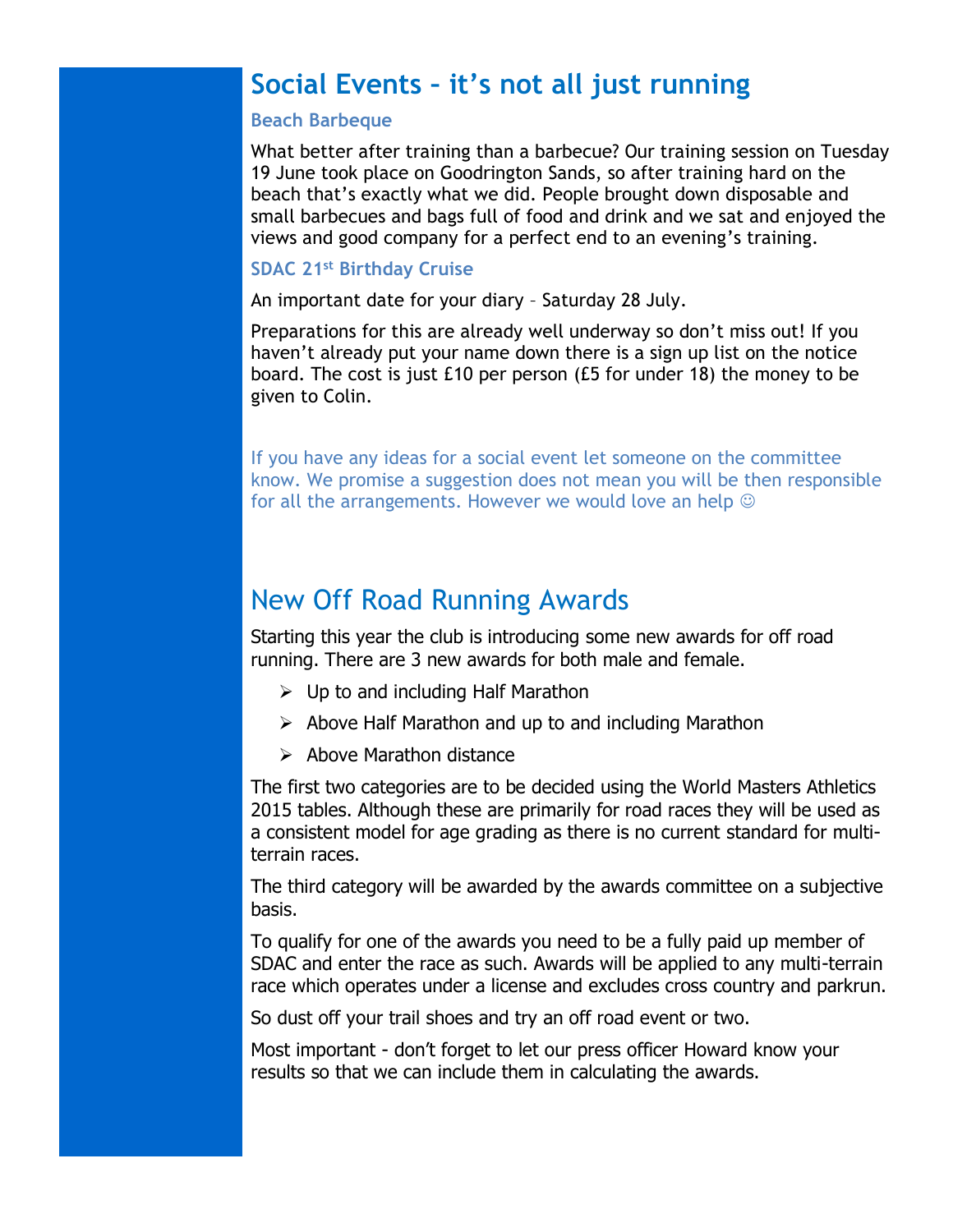# Social Events – it's not all just running

### Beach Barbeque

What better after training than a barbecue? Our training session on Tuesday 19 June took place on Goodrington Sands, so after training hard on the beach that's exactly what we did. People brought down disposable and small barbecues and bags full of food and drink and we sat and enjoyed the views and good company for a perfect end to an evening's training.

### SDAC 21st Birthday Cruise

An important date for your diary – Saturday 28 July.

Preparations for this are already well underway so don't miss out! If you haven't already put your name down there is a sign up list on the notice board. The cost is just £10 per person (£5 for under 18) the money to be given to Colin.

If you have any ideas for a social event let someone on the committee know. We promise a suggestion does not mean you will be then responsible for all the arrangements. However we would love an help ☺

# New Off Road Running Awards

Starting this year the club is introducing some new awards for off road running. There are 3 new awards for both male and female.

- Up to and including Half Marathon
- Above Half Marathon and up to and including Marathon
- Above Marathon distance

The first two categories are to be decided using the World Masters Athletics 2015 tables. Although these are primarily for road races they will be used as a consistent model for age grading as there is no current standard for multi-terrain races.

The third category will be awarded by the awards committee on a subjective basis.

To qualify for one of the awards you need to be a fully paid up member of SDAC and enter the race as such. Awards will be applied to any multi-terrain race which operates under a license and excludes cross country and parkrun.

So dust off your trail shoes and try an off road event or two.

Most important - don't forget to let our press officer Howard know your results so that we can include them in calculating the awards.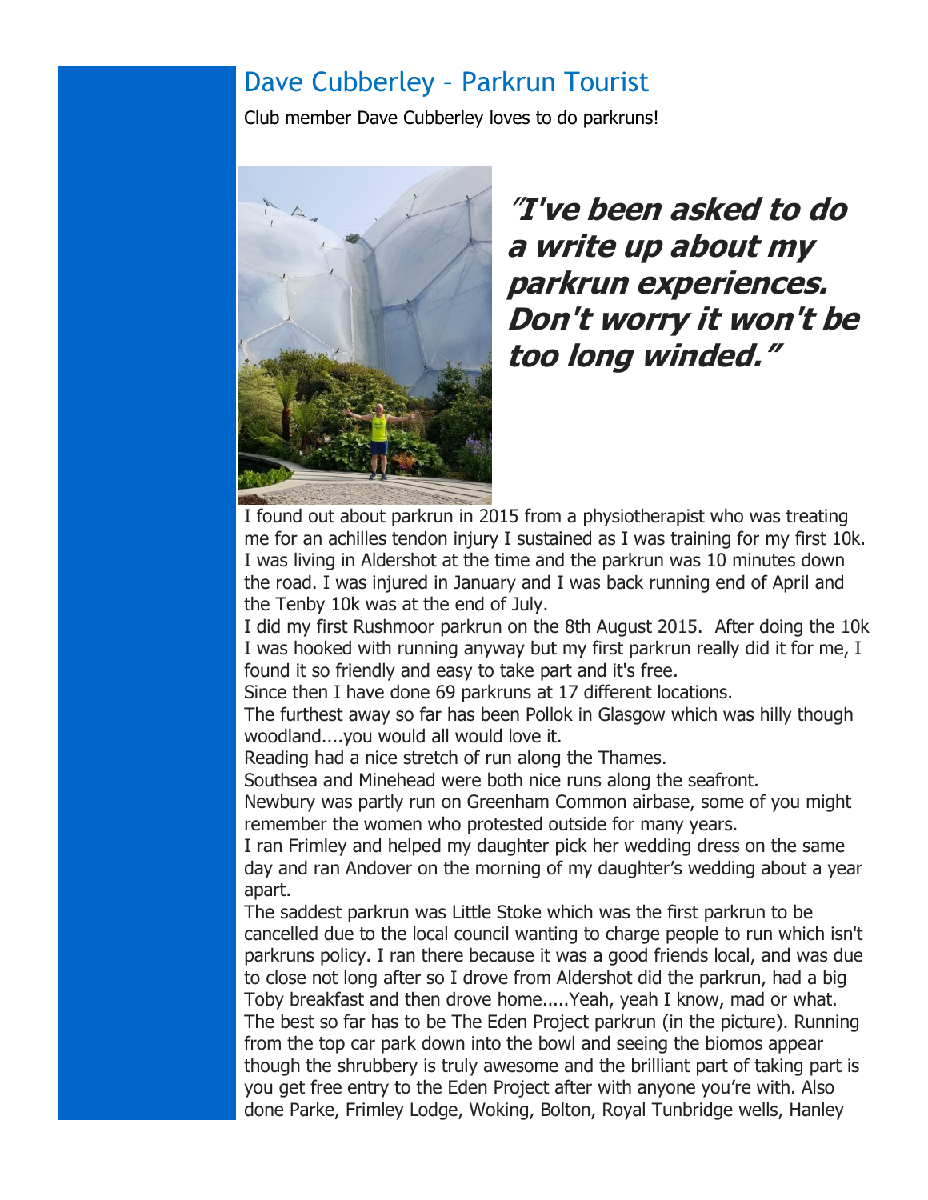## Dave Cubberley – Parkrun Tourist

Club member Dave Cubberley loves to do parkruns!

***"I've been asked to do a write up about my parkrun experiences. Don't worry it won't be too long winded."***

I found out about parkrun in 2015 from a physiotherapist who was treating me for an achilles tendon injury I sustained as I was training for my first 10k. I was living in Aldershot at the time and the parkrun was 10 minutes down the road. I was injured in January and I was back running end of April and the Tenby 10k was at the end of July.

I did my first Rushmoor parkrun on the 8th August 2015. After doing the 10k I was hooked with running anyway but my first parkrun really did it for me, I found it so friendly and easy to take part and it's free.

Since then I have done 69 parkruns at 17 different locations.

The furthest away so far has been Pollok in Glasgow which was hilly though woodland....you would all would love it.

Reading had a nice stretch of run along the Thames.

Southsea and Minehead were both nice runs along the seafront.

Newbury was partly run on Greenham Common airbase, some of you might remember the women who protested outside for many years.

I ran Frimley and helped my daughter pick her wedding dress on the same day and ran Andover on the morning of my daughter's wedding about a year apart.

The saddest parkrun was Little Stoke which was the first parkrun to be cancelled due to the local council wanting to charge people to run which isn't parkruns policy. I ran there because it was a good friends local, and was due to close not long after so I drove from Aldershot did the parkrun, had a big Toby breakfast and then drove home.....Yeah, yeah I know, mad or what.

The best so far has to be The Eden Project parkrun (in the picture). Running from the top car park down into the bowl and seeing the biomos appear though the shrubbery is truly awesome and the brilliant part of taking part is you get free entry to the Eden Project after with anyone you're with. Also done Parke, Frimley Lodge, Woking, Bolton, Royal Tunbridge wells, Hanley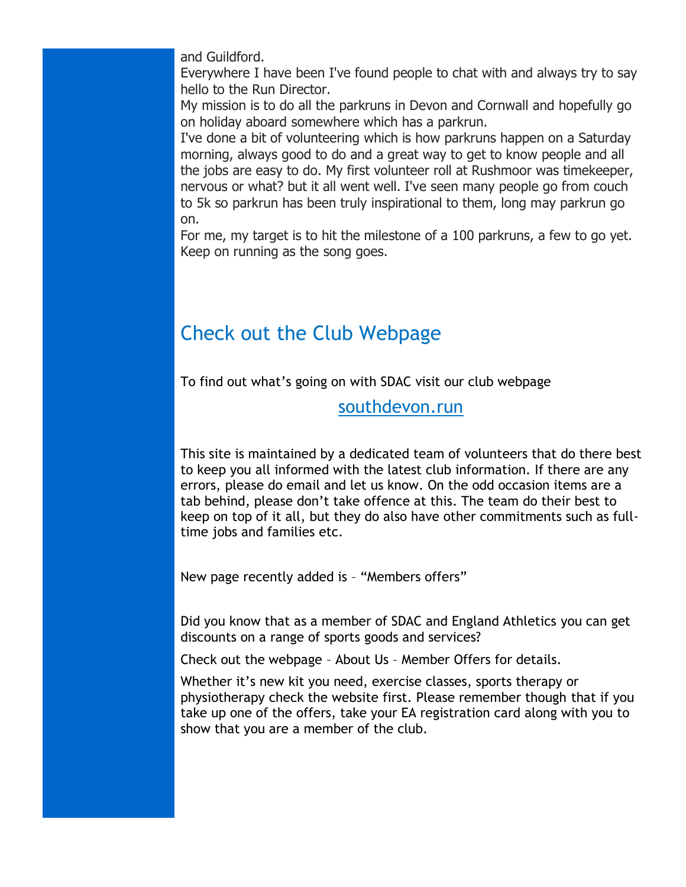and Guildford.

Everywhere I have been I've found people to chat with and always try to say hello to the Run Director.

My mission is to do all the parkruns in Devon and Cornwall and hopefully go on holiday aboard somewhere which has a parkrun.

I've done a bit of volunteering which is how parkruns happen on a Saturday morning, always good to do and a great way to get to know people and all the jobs are easy to do. My first volunteer roll at Rushmoor was timekeeper, nervous or what? but it all went well. I've seen many people go from couch to 5k so parkrun has been truly inspirational to them, long may parkrun go on.

For me, my target is to hit the milestone of a 100 parkruns, a few to go yet. Keep on running as the song goes.

## Check out the Club Webpage

To find out what's going on with SDAC visit our club webpage

southdevon.run

This site is maintained by a dedicated team of volunteers that do there best to keep you all informed with the latest club information. If there are any errors, please do email and let us know. On the odd occasion items are a tab behind, please don't take offence at this. The team do their best to keep on top of it all, but they do also have other commitments such as full-time jobs and families etc.

New page recently added is – "Members offers"

Did you know that as a member of SDAC and England Athletics you can get discounts on a range of sports goods and services?

Check out the webpage – About Us – Member Offers for details.

Whether it's new kit you need, exercise classes, sports therapy or physiotherapy check the website first. Please remember though that if you take up one of the offers, take your EA registration card along with you to show that you are a member of the club.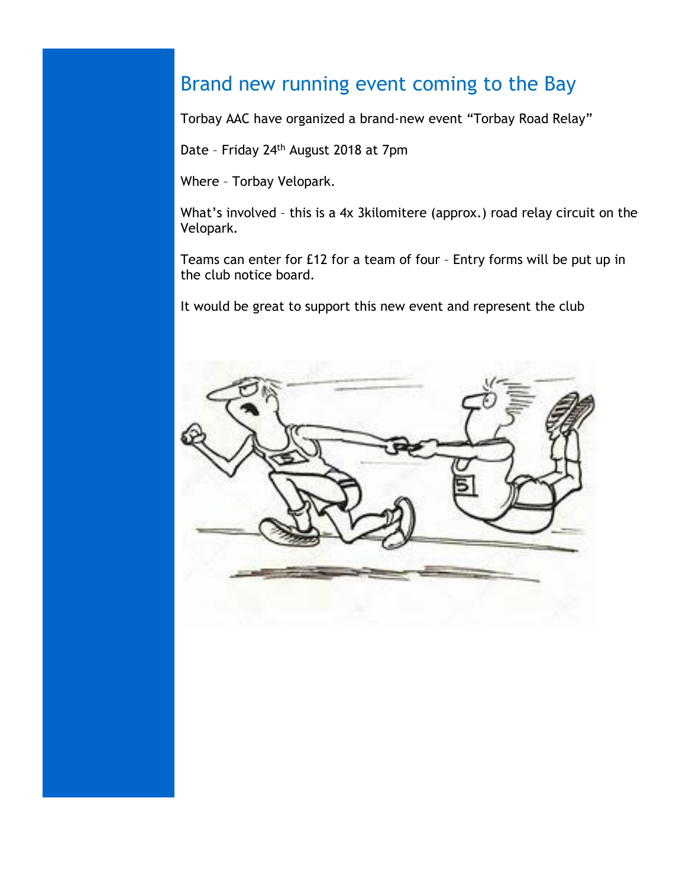# Brand new running event coming to the Bay

Torbay AAC have organized a brand-new event "Torbay Road Relay"

Date – Friday 24th August 2018 at 7pm

Where – Torbay Velopark.

What's involved – this is a 4x 3kilomitere (approx.) road relay circuit on the Velopark.

Teams can enter for £12 for a team of four – Entry forms will be put up in the club notice board.

It would be great to support this new event and represent the club